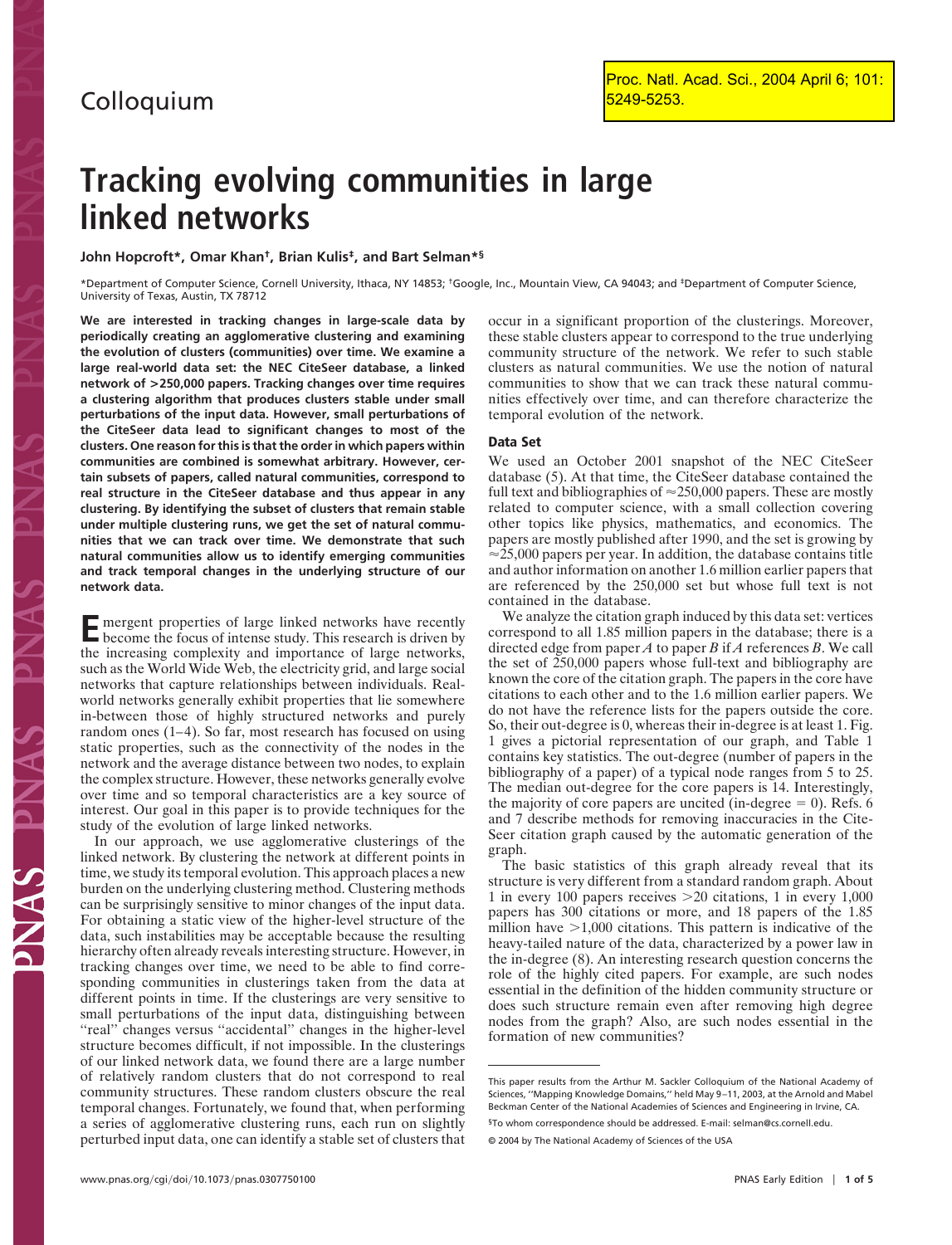Colloquium

# Tracking evolving communities in large linked networks

**John Hopcroft*, Omar Khan†, Brian Kulis‡, and Bart Selman*§**

*Department of Computer Science, Cornell University, Ithaca, NY 14853; †Google, Inc., Mountain View, CA 94043; and ‡Department of Computer Science, University of Texas, Austin, TX 78712

**We are interested in tracking changes in large-scale data by periodically creating an agglomerative clustering and examining the evolution of clusters (communities) over time. We examine a large real-world data set: the NEC CiteSeer database, a linked network of >250,000 papers. Tracking changes over time requires a clustering algorithm that produces clusters stable under small perturbations of the input data. However, small perturbations of the CiteSeer data lead to significant changes to most of the clusters. One reason for this is that the order in which papers within communities are combined is somewhat arbitrary. However, certain subsets of papers, called natural communities, correspond to real structure in the CiteSeer database and thus appear in any clustering. By identifying the subset of clusters that remain stable under multiple clustering runs, we get the set of natural communities that we can track over time. We demonstrate that such natural communities allow us to identify emerging communities and track temporal changes in the underlying structure of our network data.**

Emergent properties of large linked networks have recently become the focus of intense study. This research is driven by the increasing complexity and importance of large networks, such as the World Wide Web, the electricity grid, and large social networks that capture relationships between individuals. Real-world networks generally exhibit properties that lie somewhere in-between those of highly structured networks and purely random ones (1–4). So far, most research has focused on using static properties, such as the connectivity of the nodes in the network and the average distance between two nodes, to explain the complex structure. However, these networks generally evolve over time and so temporal characteristics are a key source of interest. Our goal in this paper is to provide techniques for the study of the evolution of large linked networks.

In our approach, we use agglomerative clusterings of the linked network. By clustering the network at different points in time, we study its temporal evolution. This approach places a new burden on the underlying clustering method. Clustering methods can be surprisingly sensitive to minor changes of the input data. For obtaining a static view of the higher-level structure of the data, such instabilities may be acceptable because the resulting hierarchy often already reveals interesting structure. However, in tracking changes over time, we need to be able to find corresponding communities in clusterings taken from the data at different points in time. If the clusterings are very sensitive to small perturbations of the input data, distinguishing between "real" changes versus "accidental" changes in the higher-level structure becomes difficult, if not impossible. In the clusterings of our linked network data, we found there are a large number of relatively random clusters that do not correspond to real community structures. These random clusters obscure the real temporal changes. Fortunately, we found that, when performing a series of agglomerative clustering runs, each run on slightly perturbed input data, one can identify a stable set of clusters that occur in a significant proportion of the clusterings. Moreover, these stable clusters appear to correspond to the true underlying community structure of the network. We refer to such stable clusters as natural communities. We use the notion of natural communities to show that we can track these natural communities effectively over time, and can therefore characterize the temporal evolution of the network.

## Data Set

We used an October 2001 snapshot of the NEC CiteSeer database (5). At that time, the CiteSeer database contained the full text and bibliographies of ≈250,000 papers. These are mostly related to computer science, with a small collection covering other topics like physics, mathematics, and economics. The papers are mostly published after 1990, and the set is growing by ≈25,000 papers per year. In addition, the database contains title and author information on another 1.6 million earlier papers that are referenced by the 250,000 set but whose full text is not contained in the database.

We analyze the citation graph induced by this data set: vertices correspond to all 1.85 million papers in the database; there is a directed edge from paper $A$ to paper $B$ if $A$ references $B$. We call the set of 250,000 papers whose full-text and bibliography are known the core of the citation graph. The papers in the core have citations to each other and to the 1.6 million earlier papers. We do not have the reference lists for the papers outside the core. So, their out-degree is 0, whereas their in-degree is at least 1. Fig. 1 gives a pictorial representation of our graph, and Table 1 contains key statistics. The out-degree (number of papers in the bibliography of a paper) of a typical node ranges from 5 to 25. The median out-degree for the core papers is 14. Interestingly, the majority of core papers are uncited (in-degree = 0). Refs. 6 and 7 describe methods for removing inaccuracies in the CiteSeer citation graph caused by the automatic generation of the graph.

The basic statistics of this graph already reveal that its structure is very different from a standard random graph. About 1 in every 100 papers receives >20 citations, 1 in every 1,000 papers has 300 citations or more, and 18 papers of the 1.85 million have >1,000 citations. This pattern is indicative of the heavy-tailed nature of the data, characterized by a power law in the in-degree (8). An interesting research question concerns the role of the highly cited papers. For example, are such nodes essential in the definition of the hidden community structure or does such structure remain even after removing high degree nodes from the graph? Also, are such nodes essential in the formation of new communities?

This paper results from the Arthur M. Sackler Colloquium of the National Academy of Sciences, "Mapping Knowledge Domains," held May 9–11, 2003, at the Arnold and Mabel Beckman Center of the National Academies of Sciences and Engineering in Irvine, CA.

§To whom correspondence should be addressed. E-mail: selman@cs.cornell.edu.

© 2004 by The National Academy of Sciences of the USA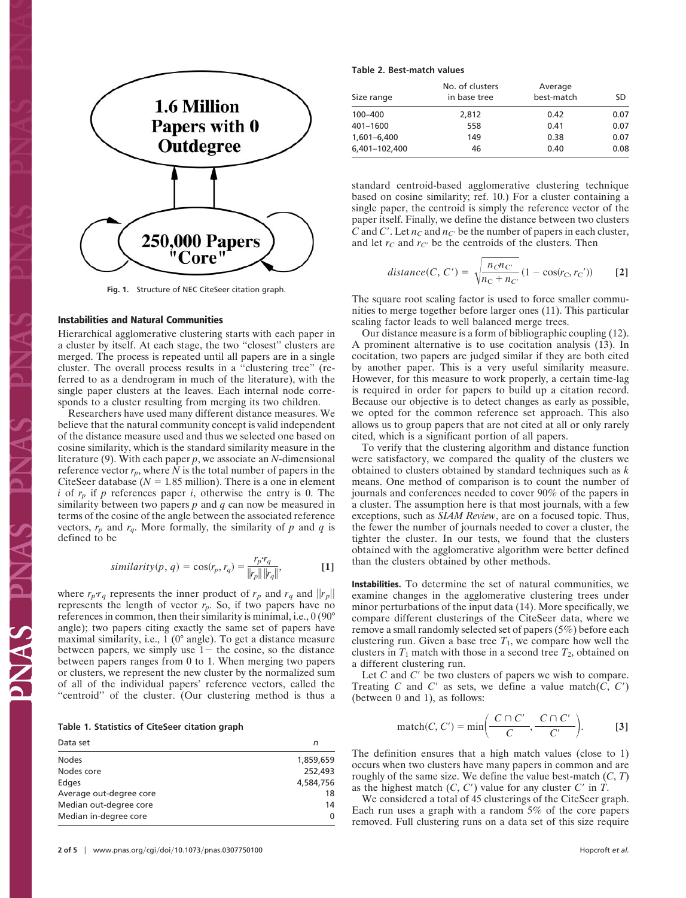Fig. 1. Structure of NEC CiteSeer citation graph.

### Instabilities and Natural Communities

Hierarchical agglomerative clustering starts with each paper in a cluster by itself. At each stage, the two "closest" clusters are merged. The process is repeated until all papers are in a single cluster. The overall process results in a "clustering tree" (referred to as a dendrogram in much of the literature), with the single paper clusters at the leaves. Each internal node corresponds to a cluster resulting from merging its two children.

Researchers have used many different distance measures. We believe that the natural community concept is valid independent of the distance measure used and thus we selected one based on cosine similarity, which is the standard similarity measure in the literature (9). With each paper $p$, we associate an $N$-dimensional reference vector $r_p$, where $N$ is the total number of papers in the CiteSeer database ($N = 1.85$ million). There is a one in element $i$ of $r_p$ if $p$ references paper $i$, otherwise the entry is 0. The similarity between two papers $p$ and $q$ can now be measured in terms of the cosine of the angle between the associated reference vectors, $r_p$ and $r_q$. More formally, the similarity of $p$ and $q$ is defined to be

$$similarity(p, q) = \cos(r_p, r_q) = \frac{r_p \cdot r_q}{\|r_p\| \|r_q\|}, \quad [1]$$

where $r_p \cdot r_q$ represents the inner product of $r_p$ and $r_q$ and $\|r_p\|$ represents the length of vector $r_p$. So, if two papers have no references in common, then their similarity is minimal, i.e., 0 (90° angle); two papers citing exactly the same set of papers have maximal similarity, i.e., 1 (0° angle). To get a distance measure between papers, we simply use 1− the cosine, so the distance between papers ranges from 0 to 1. When merging two papers or clusters, we represent the new cluster by the normalized sum of all of the individual papers' reference vectors, called the "centroid" of the cluster. (Our clustering method is thus a standard centroid-based agglomerative clustering technique based on cosine similarity; ref. 10.) For a cluster containing a single paper, the centroid is simply the reference vector of the paper itself. Finally, we define the distance between two clusters $C$ and $C'$. Let $n_C$ and $n_{C'}$ be the number of papers in each cluster, and let $r_C$ and $r_{C'}$ be the centroids of the clusters. Then

$$distance(C, C') = \sqrt{\frac{n_C n_{C'}}{n_C + n_{C'}}} (1 - \cos(r_C, r_{C'})) \quad [2]$$

The square root scaling factor is used to force smaller communities to merge together before larger ones (11). This particular scaling factor leads to well balanced merge trees.

Our distance measure is a form of bibliographic coupling (12). A prominent alternative is to use cocitation analysis (13). In cocitation, two papers are judged similar if they are both cited by another paper. This is a very useful similarity measure. However, for this measure to work properly, a certain time-lag is required in order for papers to build up a citation record. Because our objective is to detect changes as early as possible, we opted for the common reference set approach. This also allows us to group papers that are not cited at all or only rarely cited, which is a significant portion of all papers.

To verify that the clustering algorithm and distance function were satisfactory, we compared the quality of the clusters we obtained to clusters obtained by standard techniques such as $k$ means. One method of comparison is to count the number of journals and conferences needed to cover 90% of the papers in a cluster. The assumption here is that most journals, with a few exceptions, such as *SIAM Review*, are on a focused topic. Thus, the fewer the number of journals needed to cover a cluster, the tighter the cluster. In our tests, we found that the clusters obtained with the agglomerative algorithm were better defined than the clusters obtained by other methods.

**Table 1. Statistics of CiteSeer citation graph**

| Data set | n |
|---|---|
| Nodes | 1,859,659 |
| Nodes core | 252,493 |
| Edges | 4,584,756 |
| Average out-degree core | 18 |
| Median out-degree core | 14 |
| Median in-degree core | 0 |

**Table 2. Best-match values**

| Size range | No. of clusters in base tree | Average best-match | SD |
|---|---|---|---|
| 100–400 | 2,812 | 0.42 | 0.07 |
| 401–1600 | 558 | 0.41 | 0.07 |
| 1,601–6,400 | 149 | 0.38 | 0.07 |
| 6,401–102,400 | 46 | 0.40 | 0.08 |

**Instabilities.** To determine the set of natural communities, we examine changes in the agglomerative clustering trees under minor perturbations of the input data (14). More specifically, we compare different clusterings of the CiteSeer data, where we remove a small randomly selected set of papers (5%) before each clustering run. Given a base tree $T_1$, we compare how well the clusters in $T_1$ match with those in a second tree $T_2$, obtained on a different clustering run.

Let $C$ and $C'$ be two clusters of papers we wish to compare. Treating $C$ and $C'$ as sets, we define a value match($C$, $C'$) (between 0 and 1), as follows:

$$\text{match}(C, C') = \min\left(\frac{C \cap C'}{C}, \frac{C \cap C'}{C'}\right). \quad [3]$$

The definition ensures that a high match values (close to 1) occurs when two clusters have many papers in common and are roughly of the same size. We define the value best-match ($C$, $T$) as the highest match ($C$, $C'$) value for any cluster $C'$ in $T$.

We considered a total of 45 clusterings of the CiteSeer graph. Each run uses a graph with a random 5% of the core papers removed. Full clustering runs on a data set of this size require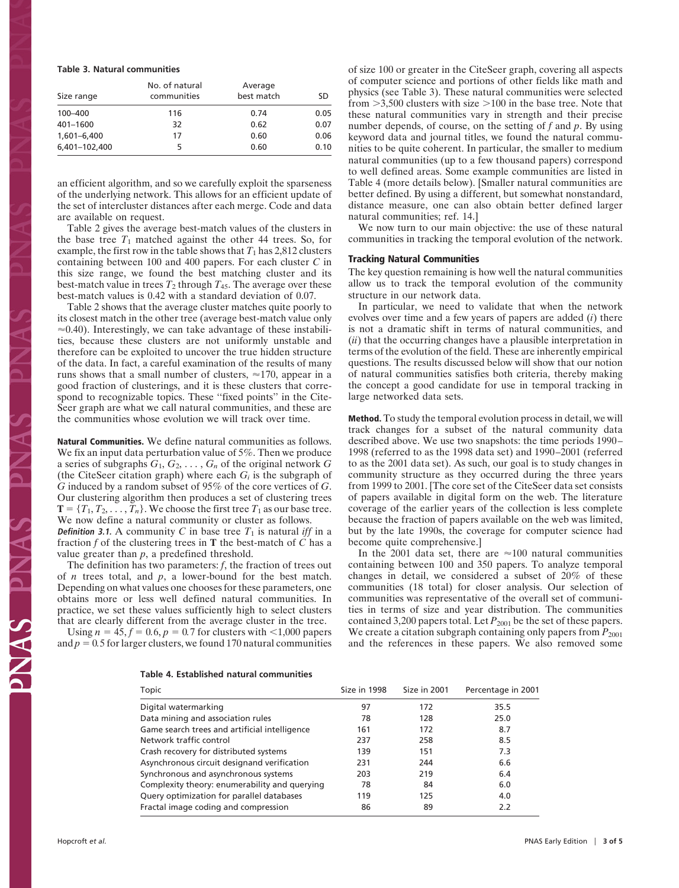**Table 3. Natural communities**

| Size range | No. of natural communities | Average best match | SD |
|---|---|---|---|
| 100–400 | 116 | 0.74 | 0.05 |
| 401–1600 | 32 | 0.62 | 0.07 |
| 1,601–6,400 | 17 | 0.60 | 0.06 |
| 6,401–102,400 | 5 | 0.60 | 0.10 |

an efficient algorithm, and so we carefully exploit the sparseness of the underlying network. This allows for an efficient update of the set of intercluster distances after each merge. Code and data are available on request.

Table 2 gives the average best-match values of the clusters in the base tree $T_1$ matched against the other 44 trees. So, for example, the first row in the table shows that $T_1$ has 2,812 clusters containing between 100 and 400 papers. For each cluster $C$ in this size range, we found the best matching cluster and its best-match value in trees $T_2$ through $T_{45}$. The average over these best-match values is 0.42 with a standard deviation of 0.07.

Table 2 shows that the average cluster matches quite poorly to its closest match in the other tree (average best-match value only $\approx$0.40). Interestingly, we can take advantage of these instabilities, because these clusters are not uniformly unstable and therefore can be exploited to uncover the true hidden structure of the data. In fact, a careful examination of the results of many runs shows that a small number of clusters, $\approx$170, appear in a good fraction of clusterings, and it is these clusters that correspond to recognizable topics. These "fixed points" in the CiteSeer graph are what we call natural communities, and these are the communities whose evolution we will track over time.

**Natural Communities.** We define natural communities as follows. We fix an input data perturbation value of 5%. Then we produce a series of subgraphs $G_1, G_2, \ldots, G_n$ of the original network $G$ (the CiteSeer citation graph) where each $G_i$ is the subgraph of $G$ induced by a random subset of 95% of the core vertices of $G$. Our clustering algorithm then produces a set of clustering trees $\mathbf{T} = \{T_1, T_2, \ldots, T_n\}$. We choose the first tree $T_1$ as our base tree. We now define a natural community or cluster as follows.

***Definition 3.1.*** A community $C$ in base tree $T_1$ is natural *iff* in a fraction $f$ of the clustering trees in $\mathbf{T}$ the best-match of $C$ has a value greater than $p$, a predefined threshold.

The definition has two parameters: $f$, the fraction of trees out of $n$ trees total, and $p$, a lower-bound for the best match. Depending on what values one chooses for these parameters, one obtains more or less well defined natural communities. In practice, we set these values sufficiently high to select clusters that are clearly different from the average cluster in the tree.

Using $n = 45, f = 0.6, p = 0.7$ for clusters with $<$1,000 papers and $p = 0.5$ for larger clusters, we found 170 natural communities of size 100 or greater in the CiteSeer graph, covering all aspects of computer science and portions of other fields like math and physics (see Table 3). These natural communities were selected from $>$3,500 clusters with size $>$100 in the base tree. Note that these natural communities vary in strength and their precise number depends, of course, on the setting of $f$ and $p$. By using keyword data and journal titles, we found the natural communities to be quite coherent. In particular, the smaller to medium natural communities (up to a few thousand papers) correspond to well defined areas. Some example communities are listed in Table 4 (more details below). [Smaller natural communities are better defined. By using a different, but somewhat nonstandard, distance measure, one can also obtain better defined larger natural communities; ref. 14.]

We now turn to our main objective: the use of these natural communities in tracking the temporal evolution of the network.

## Tracking Natural Communities

The key question remaining is how well the natural communities allow us to track the temporal evolution of the community structure in our network data.

In particular, we need to validate that when the network evolves over time and a few years of papers are added (*i*) there is not a dramatic shift in terms of natural communities, and (*ii*) that the occurring changes have a plausible interpretation in terms of the evolution of the field. These are inherently empirical questions. The results discussed below will show that our notion of natural communities satisfies both criteria, thereby making the concept a good candidate for use in temporal tracking in large networked data sets.

**Method.** To study the temporal evolution process in detail, we will track changes for a subset of the natural community data described above. We use two snapshots: the time periods 1990–1998 (referred to as the 1998 data set) and 1990–2001 (referred to as the 2001 data set). As such, our goal is to study changes in community structure as they occurred during the three years from 1999 to 2001. [The core set of the CiteSeer data set consists of papers available in digital form on the web. The literature coverage of the earlier years of the collection is less complete because the fraction of papers available on the web was limited, but by the late 1990s, the coverage for computer science had become quite comprehensive.]

In the 2001 data set, there are $\approx$100 natural communities containing between 100 and 350 papers. To analyze temporal changes in detail, we considered a subset of 20% of these communities (18 total) for closer analysis. Our selection of communities was representative of the overall set of communities in terms of size and year distribution. The communities contained 3,200 papers total. Let $P_{2001}$ be the set of these papers. We create a citation subgraph containing only papers from $P_{2001}$ and the references in these papers. We also removed some

**Table 4. Established natural communities**

| Topic | Size in 1998 | Size in 2001 | Percentage in 2001 |
|---|---|---|---|
| Digital watermarking | 97 | 172 | 35.5 |
| Data mining and association rules | 78 | 128 | 25.0 |
| Game search trees and artificial intelligence | 161 | 172 | 8.7 |
| Network traffic control | 237 | 258 | 8.5 |
| Crash recovery for distributed systems | 139 | 151 | 7.3 |
| Asynchronous circuit designand verification | 231 | 244 | 6.6 |
| Synchronous and asynchronous systems | 203 | 219 | 6.4 |
| Complexity theory: enumerability and querying | 78 | 84 | 6.0 |
| Query optimization for parallel databases | 119 | 125 | 4.0 |
| Fractal image coding and compression | 86 | 89 | 2.2 |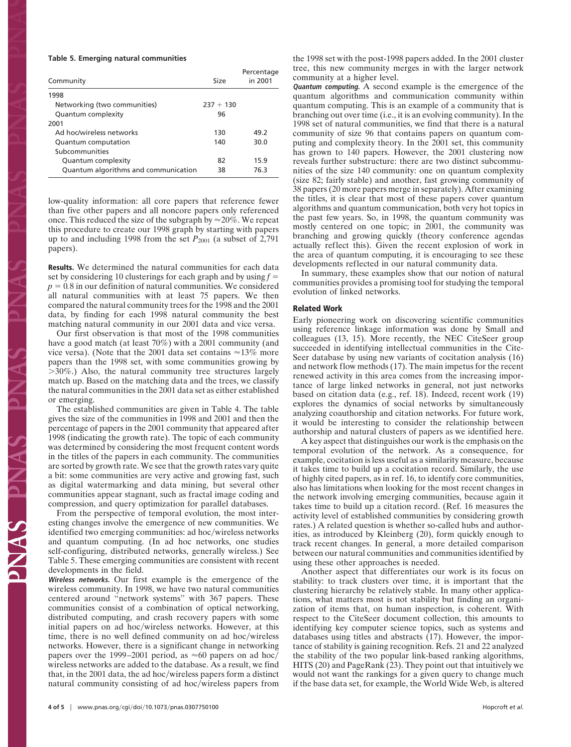**Table 5. Emerging natural communities**

| Community | Size | Percentage in 2001 |
|---|---|---|
| 1998 | | |
| Networking (two communities) | 237 + 130 | |
| Quantum complexity | 96 | |
| 2001 | | |
| Ad hoc/wireless networks | 130 | 49.2 |
| Quantum computation | 140 | 30.0 |
| Subcommunities | | |
| Quantum complexity | 82 | 15.9 |
| Quantum algorithms and communication | 38 | 76.3 |

low-quality information: all core papers that reference fewer than five other papers and all noncore papers only referenced once. This reduced the size of the subgraph by ≈20%. We repeat this procedure to create our 1998 graph by starting with papers up to and including 1998 from the set $P_{2001}$ (a subset of 2,791 papers).

**Results.** We determined the natural communities for each data set by considering 10 clusterings for each graph and by using $f = p = 0.8$ in our definition of natural communities. We considered all natural communities with at least 75 papers. We then compared the natural community trees for the 1998 and the 2001 data, by finding for each 1998 natural community the best matching natural community in our 2001 data and vice versa.

Our first observation is that most of the 1998 communities have a good match (at least 70%) with a 2001 community (and vice versa). (Note that the 2001 data set contains ≈13% more papers than the 1998 set, with some communities growing by >30%.) Also, the natural community tree structures largely match up. Based on the matching data and the trees, we classify the natural communities in the 2001 data set as either established or emerging.

The established communities are given in Table 4. The table gives the size of the communities in 1998 and 2001 and then the percentage of papers in the 2001 community that appeared after 1998 (indicating the growth rate). The topic of each community was determined by considering the most frequent content words in the titles of the papers in each community. The communities are sorted by growth rate. We see that the growth rates vary quite a bit: some communities are very active and growing fast, such as digital watermarking and data mining, but several other communities appear stagnant, such as fractal image coding and compression, and query optimization for parallel databases.

From the perspective of temporal evolution, the most interesting changes involve the emergence of new communities. We identified two emerging communities: ad hoc/wireless networks and quantum computing. (In ad hoc networks, one studies self-configuring, distributed networks, generally wireless.) See Table 5. These emerging communities are consistent with recent developments in the field.

***Wireless networks.*** Our first example is the emergence of the wireless community. In 1998, we have two natural communities centered around "network systems" with 367 papers. These communities consist of a combination of optical networking, distributed computing, and crash recovery papers with some initial papers on ad hoc/wireless networks. However, at this time, there is no well defined community on ad hoc/wireless networks. However, there is a significant change in networking papers over the 1999–2001 period, as ≈60 papers on ad hoc/wireless networks are added to the database. As a result, we find that, in the 2001 data, the ad hoc/wireless papers form a distinct natural community consisting of ad hoc/wireless papers from the 1998 set with the post-1998 papers added. In the 2001 cluster tree, this new community merges in with the larger network community at a higher level.

***Quantum computing.*** A second example is the emergence of the quantum algorithms and communication community within quantum computing. This is an example of a community that is branching out over time (i.e., it is an evolving community). In the 1998 set of natural communities, we find that there is a natural community of size 96 that contains papers on quantum computing and complexity theory. In the 2001 set, this community has grown to 140 papers. However, the 2001 clustering now reveals further substructure: there are two distinct subcommunities of the size 140 community: one on quantum complexity (size 82; fairly stable) and another, fast growing community of 38 papers (20 more papers merge in separately). After examining the titles, it is clear that most of these papers cover quantum algorithms and quantum communication, both very hot topics in the past few years. So, in 1998, the quantum community was mostly centered on one topic; in 2001, the community was branching and growing quickly (theory conference agendas actually reflect this). Given the recent explosion of work in the area of quantum computing, it is encouraging to see these developments reflected in our natural community data.

In summary, these examples show that our notion of natural communities provides a promising tool for studying the temporal evolution of linked networks.

## Related Work

Early pioneering work on discovering scientific communities using reference linkage information was done by Small and colleagues (13, 15). More recently, the NEC CiteSeer group succeeded in identifying intellectual communities in the CiteSeer database by using new variants of cocitation analysis (16) and network flow methods (17). The main impetus for the recent renewed activity in this area comes from the increasing importance of large linked networks in general, not just networks based on citation data (e.g., ref. 18). Indeed, recent work (19) explores the dynamics of social networks by simultaneously analyzing coauthorship and citation networks. For future work, it would be interesting to consider the relationship between authorship and natural clusters of papers as we identified here.

A key aspect that distinguishes our work is the emphasis on the temporal evolution of the network. As a consequence, for example, cocitation is less useful as a similarity measure, because it takes time to build up a cocitation record. Similarly, the use of highly cited papers, as in ref. 16, to identify core communities, also has limitations when looking for the most recent changes in the network involving emerging communities, because again it takes time to build up a citation record. (Ref. 16 measures the activity level of established communities by considering growth rates.) A related question is whether so-called hubs and authorities, as introduced by Kleinberg (20), form quickly enough to track recent changes. In general, a more detailed comparison between our natural communities and communities identified by using these other approaches is needed.

Another aspect that differentiates our work is its focus on stability: to track clusters over time, it is important that the clustering hierarchy be relatively stable. In many other applications, what matters most is not stability but finding an organization of items that, on human inspection, is coherent. With respect to the CiteSeer document collection, this amounts to identifying key computer science topics, such as systems and databases using titles and abstracts (17). However, the importance of stability is gaining recognition. Refs. 21 and 22 analyzed the stability of the two popular link-based ranking algorithms, HITS (20) and PageRank (23). They point out that intuitively we would not want the rankings for a given query to change much if the base data set, for example, the World Wide Web, is altered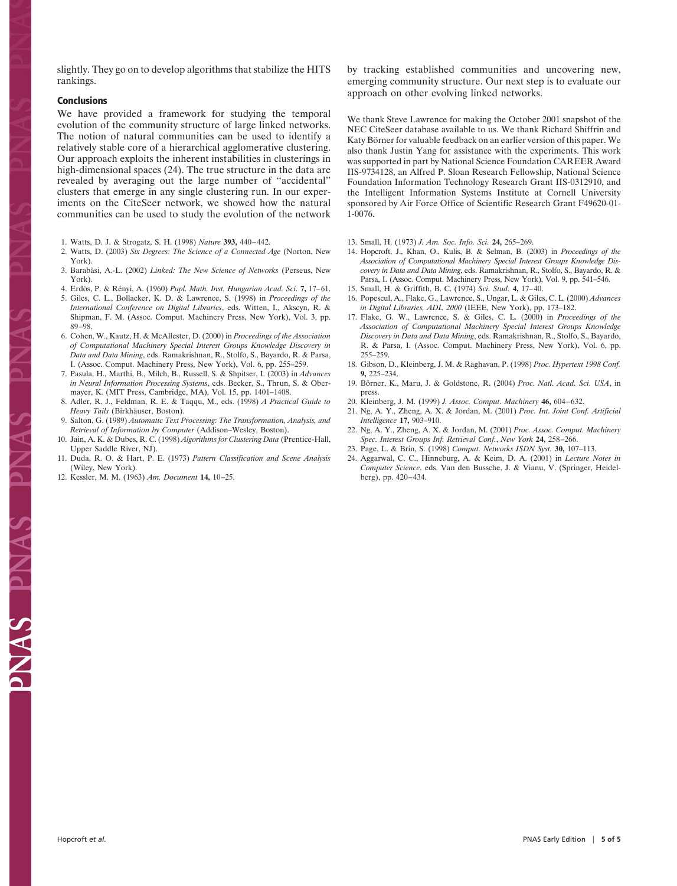slightly. They go on to develop algorithms that stabilize the HITS rankings.

## Conclusions

We have provided a framework for studying the temporal evolution of the community structure of large linked networks. The notion of natural communities can be used to identify a relatively stable core of a hierarchical agglomerative clustering. Our approach exploits the inherent instabilities in clusterings in high-dimensional spaces (24). The true structure in the data are revealed by averaging out the large number of ''accidental'' clusters that emerge in any single clustering run. In our experiments on the CiteSeer network, we showed how the natural communities can be used to study the evolution of the network by tracking established communities and uncovering new, emerging community structure. Our next step is to evaluate our approach on other evolving linked networks.

We thank Steve Lawrence for making the October 2001 snapshot of the NEC CiteSeer database available to us. We thank Richard Shiffrin and Katy Börner for valuable feedback on an earlier version of this paper. We also thank Justin Yang for assistance with the experiments. This work was supported in part by National Science Foundation CAREER Award IIS-9734128, an Alfred P. Sloan Research Fellowship, National Science Foundation Information Technology Research Grant IIS-0312910, and the Intelligent Information Systems Institute at Cornell University sponsored by Air Force Office of Scientific Research Grant F49620-01-1-0076.

1. Watts, D. J. & Strogatz, S. H. (1998) *Nature* **393,** 440–442.
2. Watts, D. (2003) *Six Degrees: The Science of a Connected Age* (Norton, New York).
3. Barabàsi, A.-L. (2002) *Linked: The New Science of Networks* (Perseus, New York).
4. Erdös, P. & Rényi, A. (1960) *Pupl. Math. Inst. Hungarian Acad. Sci.* **7,** 17–61.
5. Giles, C. L., Bollacker, K. D. & Lawrence, S. (1998) in *Proceedings of the International Conference on Digital Libraries*, eds. Witten, I., Akscyn, R. & Shipman, F. M. (Assoc. Comput. Machinery Press, New York), Vol. 3, pp. 89–98.
6. Cohen, W., Kautz, H. & McAllester, D. (2000) in *Proceedings of the Association of Computational Machinery Special Interest Groups Knowledge Discovery in Data and Data Mining*, eds. Ramakrishnan, R., Stolfo, S., Bayardo, R. & Parsa, I. (Assoc. Comput. Machinery Press, New York), Vol. 6, pp. 255–259.
7. Pasula, H., Marthi, B., Milch, B., Russell, S. & Shpitser, I. (2003) in *Advances in Neural Information Processing Systems*, eds. Becker, S., Thrun, S. & Obermayer, K. (MIT Press, Cambridge, MA), Vol. 15, pp. 1401–1408.
8. Adler, R. J., Feldman, R. E. & Taqqu, M., eds. (1998) *A Practical Guide to Heavy Tails* (Birkhäuser, Boston).
9. Salton, G. (1989) *Automatic Text Processing: The Transformation, Analysis, and Retrieval of Information by Computer* (Addison–Wesley, Boston).
10. Jain, A. K. & Dubes, R. C. (1998) *Algorithms for Clustering Data* (Prentice-Hall, Upper Saddle River, NJ).
11. Duda, R. O. & Hart, P. E. (1973) *Pattern Classification and Scene Analysis* (Wiley, New York).
12. Kessler, M. M. (1963) *Am. Document* **14,** 10–25.
13. Small, H. (1973) *J. Am. Soc. Info. Sci.* **24,** 265–269.
14. Hopcroft, J., Khan, O., Kulis, B. & Selman, B. (2003) in *Proceedings of the Association of Computational Machinery Special Interest Groups Knowledge Discovery in Data and Data Mining*, eds. Ramakrishnan, R., Stolfo, S., Bayardo, R. & Parsa, I. (Assoc. Comput. Machinery Press, New York), Vol. 9, pp. 541–546.
15. Small, H. & Griffith, B. C. (1974) *Sci. Stud.* **4,** 17–40.
16. Popescul, A., Flake, G., Lawrence, S., Ungar, L. & Giles, C. L. (2000) *Advances in Digital Libraries, ADL 2000* (IEEE, New York), pp. 173–182.
17. Flake, G. W., Lawrence, S. & Giles, C. L. (2000) in *Proceedings of the Association of Computational Machinery Special Interest Groups Knowledge Discovery in Data and Data Mining*, eds. Ramakrishnan, R., Stolfo, S., Bayardo, R. & Parsa, I. (Assoc. Comput. Machinery Press, New York), Vol. 6, pp. 255–259.
18. Gibson, D., Kleinberg, J. M. & Raghavan, P. (1998) *Proc. Hypertext 1998 Conf.* **9,** 225–234.
19. Börner, K., Maru, J. & Goldstone, R. (2004) *Proc. Natl. Acad. Sci. USA*, in press.
20. Kleinberg, J. M. (1999) *J. Assoc. Comput. Machinery* **46,** 604–632.
21. Ng, A. Y., Zheng, A. X. & Jordan, M. (2001) *Proc. Int. Joint Conf. Artificial Intelligence* **17,** 903–910.
22. Ng, A. Y., Zheng, A. X. & Jordan, M. (2001) *Proc. Assoc. Comput. Machinery Spec. Interest Groups Inf. Retrieval Conf., New York* **24,** 258–266.
23. Page, L. & Brin, S. (1998) *Comput. Networks ISDN Syst.* **30,** 107–113.
24. Aggarwal, C. C., Hinneburg, A. & Keim, D. A. (2001) in *Lecture Notes in Computer Science*, eds. Van den Bussche, J. & Vianu, V. (Springer, Heidelberg), pp. 420–434.